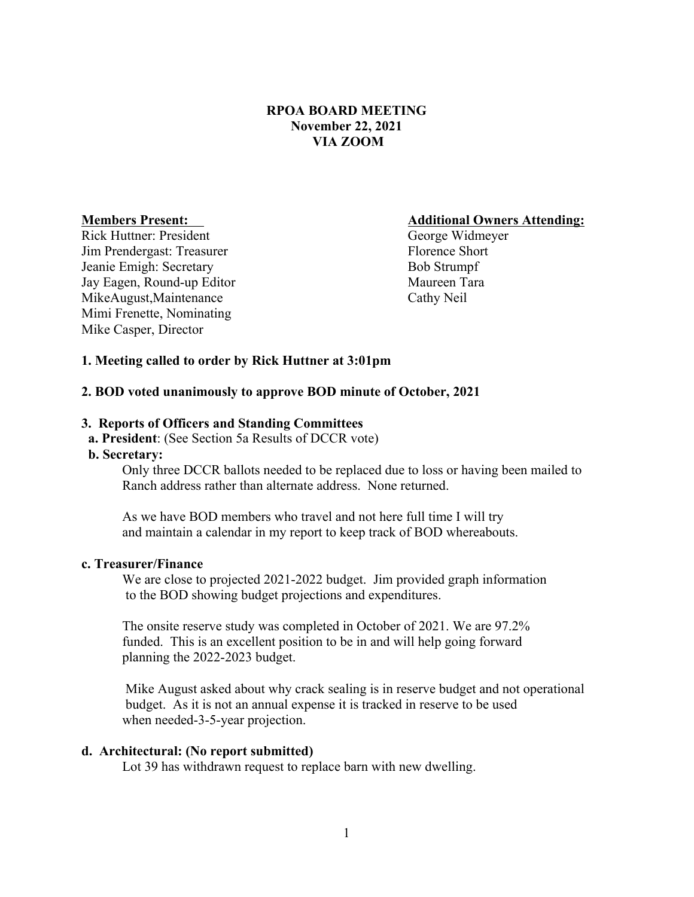# RPOA BOARD MEETING
## November 22, 2021
## VIA ZOOM

**Members Present:**
Rick Huttner: President
Jim Prendergast: Treasurer
Jeanie Emigh: Secretary
Jay Eagen, Round-up Editor
MikeAugust,Maintenance
Mimi Frenette, Nominating
Mike Casper, Director

**Additional Owners Attending:**
George Widmeyer
Florence Short
Bob Strumpf
Maureen Tara
Cathy Neil

**1. Meeting called to order by Rick Huttner at 3:01pm**

**2. BOD voted unanimously to approve BOD minute of October, 2021**

**3. Reports of Officers and Standing Committees**

**a. President**: (See Section 5a Results of DCCR vote)

**b. Secretary:**

Only three DCCR ballots needed to be replaced due to loss or having been mailed to Ranch address rather than alternate address. None returned.

As we have BOD members who travel and not here full time I will try and maintain a calendar in my report to keep track of BOD whereabouts.

**c. Treasurer/Finance**

We are close to projected 2021-2022 budget. Jim provided graph information to the BOD showing budget projections and expenditures.

The onsite reserve study was completed in October of 2021. We are 97.2% funded. This is an excellent position to be in and will help going forward planning the 2022-2023 budget.

Mike August asked about why crack sealing is in reserve budget and not operational budget. As it is not an annual expense it is tracked in reserve to be used when needed-3-5-year projection.

**d. Architectural: (No report submitted)**

Lot 39 has withdrawn request to replace barn with new dwelling.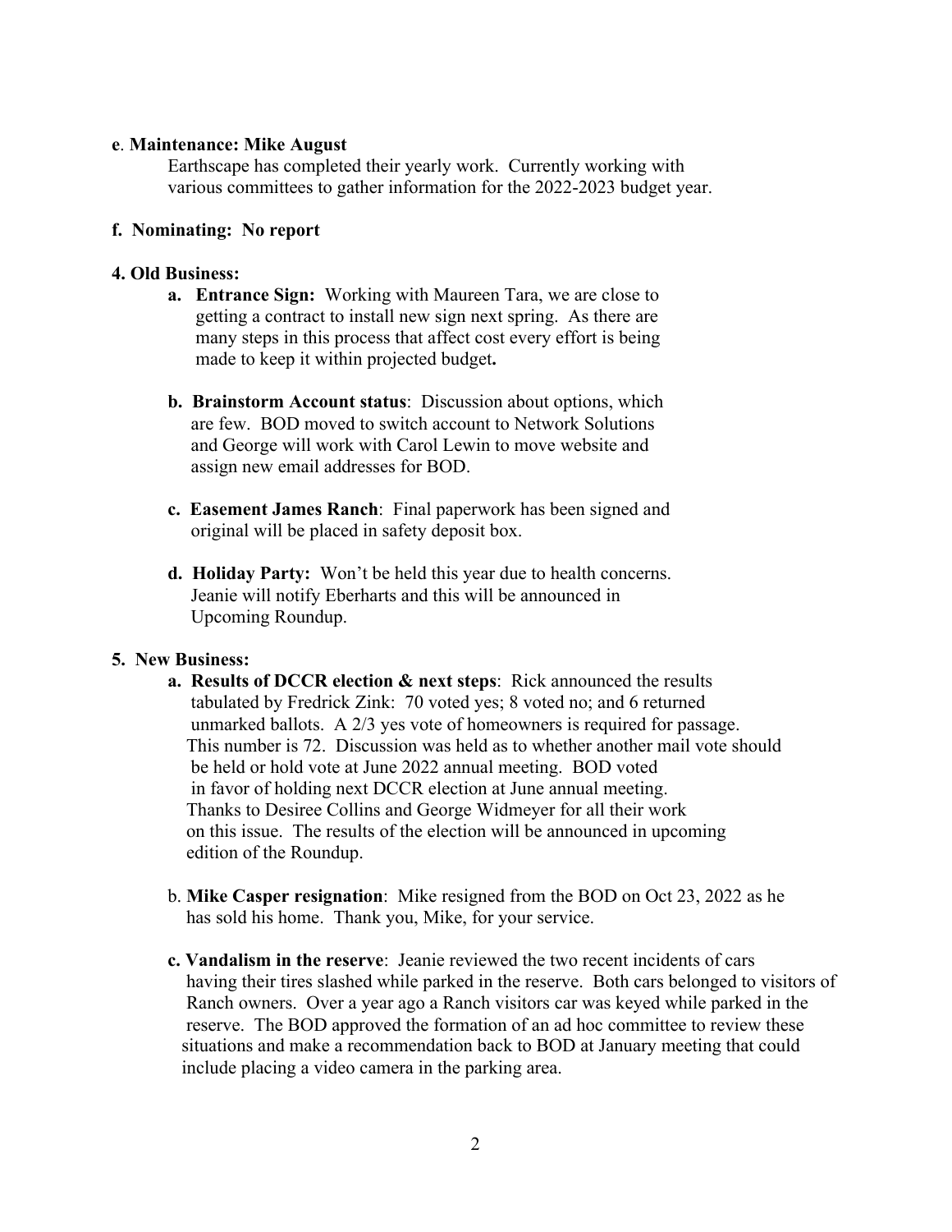**e**. **Maintenance: Mike August**

Earthscape has completed their yearly work. Currently working with various committees to gather information for the 2022-2023 budget year.

**f. Nominating: No report**

**4. Old Business:**

- **a. Entrance Sign:** Working with Maureen Tara, we are close to getting a contract to install new sign next spring. As there are many steps in this process that affect cost every effort is being made to keep it within projected budget**.**

- **b. Brainstorm Account status**: Discussion about options, which are few. BOD moved to switch account to Network Solutions and George will work with Carol Lewin to move website and assign new email addresses for BOD.

- **c. Easement James Ranch**: Final paperwork has been signed and original will be placed in safety deposit box.

- **d. Holiday Party:** Won't be held this year due to health concerns. Jeanie will notify Eberharts and this will be announced in Upcoming Roundup.

**5. New Business:**

- **a. Results of DCCR election & next steps**: Rick announced the results tabulated by Fredrick Zink: 70 voted yes; 8 voted no; and 6 returned unmarked ballots. A 2/3 yes vote of homeowners is required for passage. This number is 72. Discussion was held as to whether another mail vote should be held or hold vote at June 2022 annual meeting. BOD voted in favor of holding next DCCR election at June annual meeting. Thanks to Desiree Collins and George Widmeyer for all their work on this issue. The results of the election will be announced in upcoming edition of the Roundup.

- b. **Mike Casper resignation**: Mike resigned from the BOD on Oct 23, 2022 as he has sold his home. Thank you, Mike, for your service.

- **c. Vandalism in the reserve**: Jeanie reviewed the two recent incidents of cars having their tires slashed while parked in the reserve. Both cars belonged to visitors of Ranch owners. Over a year ago a Ranch visitors car was keyed while parked in the reserve. The BOD approved the formation of an ad hoc committee to review these situations and make a recommendation back to BOD at January meeting that could include placing a video camera in the parking area.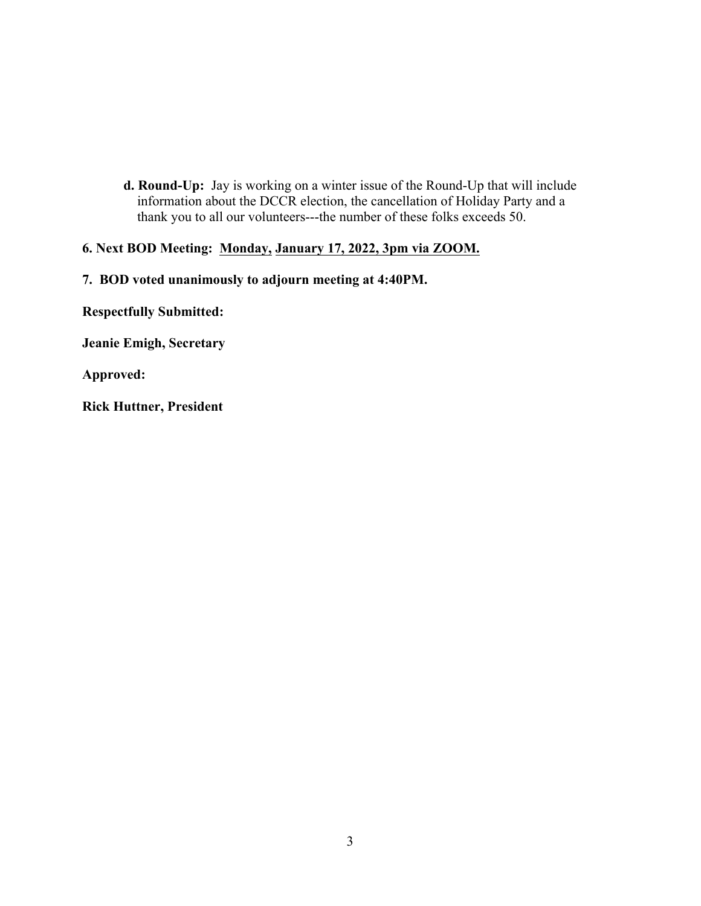**d. Round-Up:** Jay is working on a winter issue of the Round-Up that will include information about the DCCR election, the cancellation of Holiday Party and a thank you to all our volunteers---the number of these folks exceeds 50.

**6. Next BOD Meeting: <u>Monday,</u> <u>January 17, 2022, 3pm via ZOOM.</u>**

**7. BOD voted unanimously to adjourn meeting at 4:40PM.**

**Respectfully Submitted:**

**Jeanie Emigh, Secretary**

**Approved:**

**Rick Huttner, President**